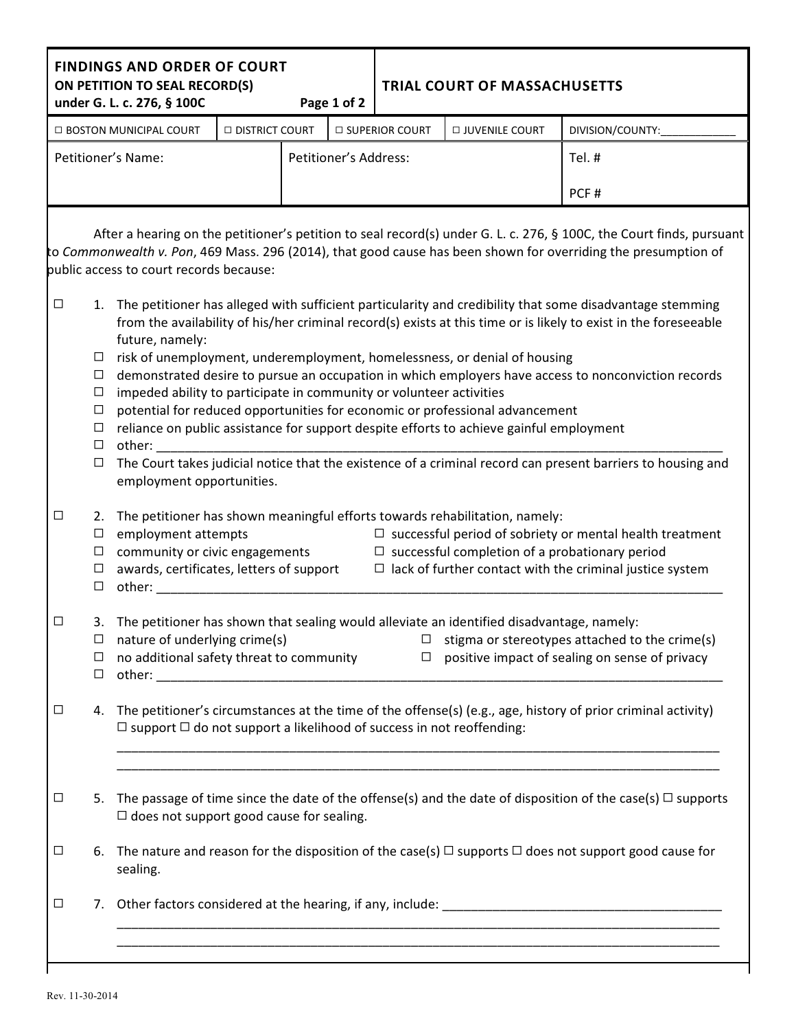| **FINDINGS AND ORDER OF COURT** **ON PETITION TO SEAL RECORD(S)** **under G. L. c. 276, § 100C** | | | **TRIAL COURT OF MASSACHUSETTS** | |
|---|---|---|---|---|
| ☐ BOSTON MUNICIPAL COURT | ☐ DISTRICT COURT | ☐ SUPERIOR COURT | ☐ JUVENILE COURT | DIVISION/COUNTY:____________ |
| Petitioner's Name: | Petitioner's Address: | | | Tel. # <br> PCF # |

After a hearing on the petitioner's petition to seal record(s) under G. L. c. 276, § 100C, the Court finds, pursuant to *Commonwealth v. Pon*, 469 Mass. 296 (2014), that good cause has been shown for overriding the presumption of public access to court records because:

☐ 1. The petitioner has alleged with sufficient particularity and credibility that some disadvantage stemming from the availability of his/her criminal record(s) exists at this time or is likely to exist in the foreseeable future, namely:
- ☐ risk of unemployment, underemployment, homelessness, or denial of housing
- ☐ demonstrated desire to pursue an occupation in which employers have access to nonconviction records
- ☐ impeded ability to participate in community or volunteer activities
- ☐ potential for reduced opportunities for economic or professional advancement
- ☐ reliance on public assistance for support despite efforts to achieve gainful employment
- ☐ other: ____________________________________________________________________________
- ☐ The Court takes judicial notice that the existence of a criminal record can present barriers to housing and employment opportunities.

☐ 2. The petitioner has shown meaningful efforts towards rehabilitation, namely:
- ☐ employment attempts
- ☐ successful period of sobriety or mental health treatment
- ☐ community or civic engagements
- ☐ successful completion of a probationary period
- ☐ awards, certificates, letters of support
- ☐ lack of further contact with the criminal justice system
- ☐ other: ____________________________________________________________________________

☐ 3. The petitioner has shown that sealing would alleviate an identified disadvantage, namely:
- ☐ nature of underlying crime(s)
- ☐ stigma or stereotypes attached to the crime(s)
- ☐ no additional safety threat to community
- ☐ positive impact of sealing on sense of privacy
- ☐ other: ____________________________________________________________________________

☐ 4. The petitioner's circumstances at the time of the offense(s) (e.g., age, history of prior criminal activity) ☐ support ☐ do not support a likelihood of success in not reoffending:

____________________________________________________________________________

____________________________________________________________________________

☐ 5. The passage of time since the date of the offense(s) and the date of disposition of the case(s) ☐ supports ☐ does not support good cause for sealing.

☐ 6. The nature and reason for the disposition of the case(s) ☐ supports ☐ does not support good cause for sealing.

☐ 7. Other factors considered at the hearing, if any, include: ________________________________________

____________________________________________________________________________

____________________________________________________________________________

Rev. 11-30-2014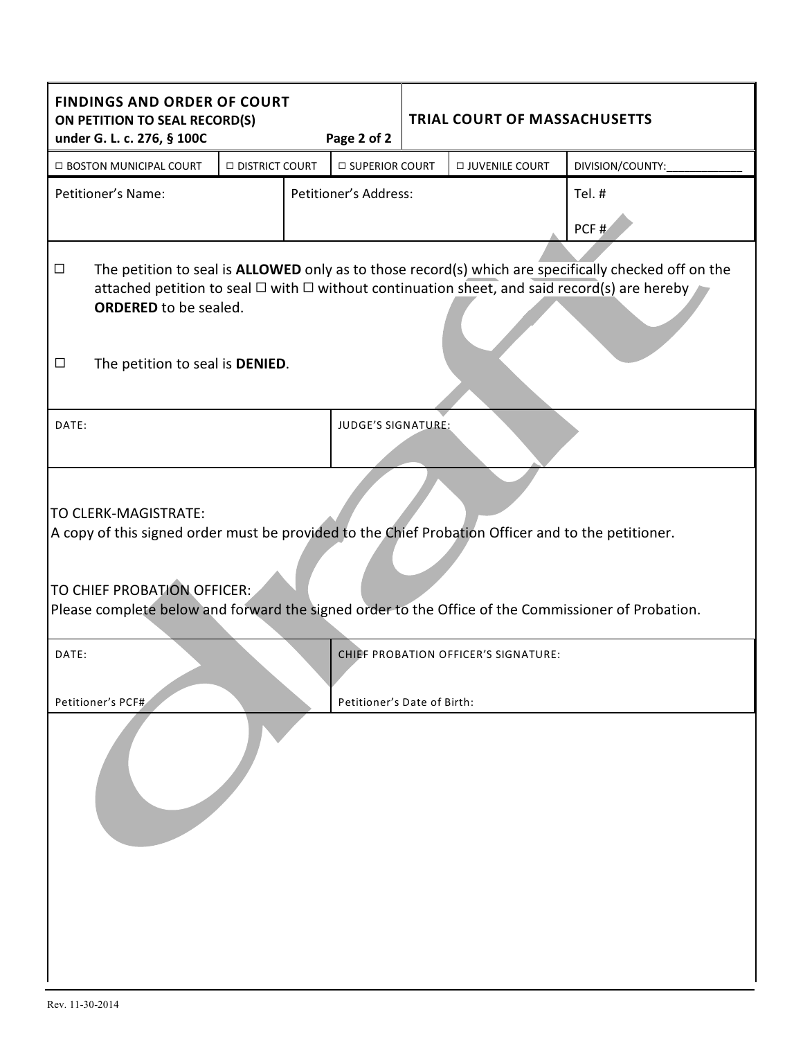**FINDINGS AND ORDER OF COURT**
**ON PETITION TO SEAL RECORD(S)**
**under G. L. c. 276, § 100C**

**TRIAL COURT OF MASSACHUSETTS**

| ☐ BOSTON MUNICIPAL COURT | ☐ DISTRICT COURT | ☐ SUPERIOR COURT | ☐ JUVENILE COURT | DIVISION/COUNTY:____________ |
|---|---|---|---|---|

| Petitioner's Name: | Petitioner's Address: | Tel. # <br> PCF # |
|---|---|---|

☐ The petition to seal is **ALLOWED** only as to those record(s) which are specifically checked off on the attached petition to seal ☐ with ☐ without continuation sheet, and said record(s) are hereby **ORDERED** to be sealed.

☐ The petition to seal is **DENIED**.

| DATE: | JUDGE'S SIGNATURE: |
|---|---|

TO CLERK-MAGISTRATE:
A copy of this signed order must be provided to the Chief Probation Officer and to the petitioner.

TO CHIEF PROBATION OFFICER:
Please complete below and forward the signed order to the Office of the Commissioner of Probation.

| DATE: | CHIEF PROBATION OFFICER'S SIGNATURE: |
|---|---|
| Petitioner's PCF# | Petitioner's Date of Birth: |

Rev. 11-30-2014